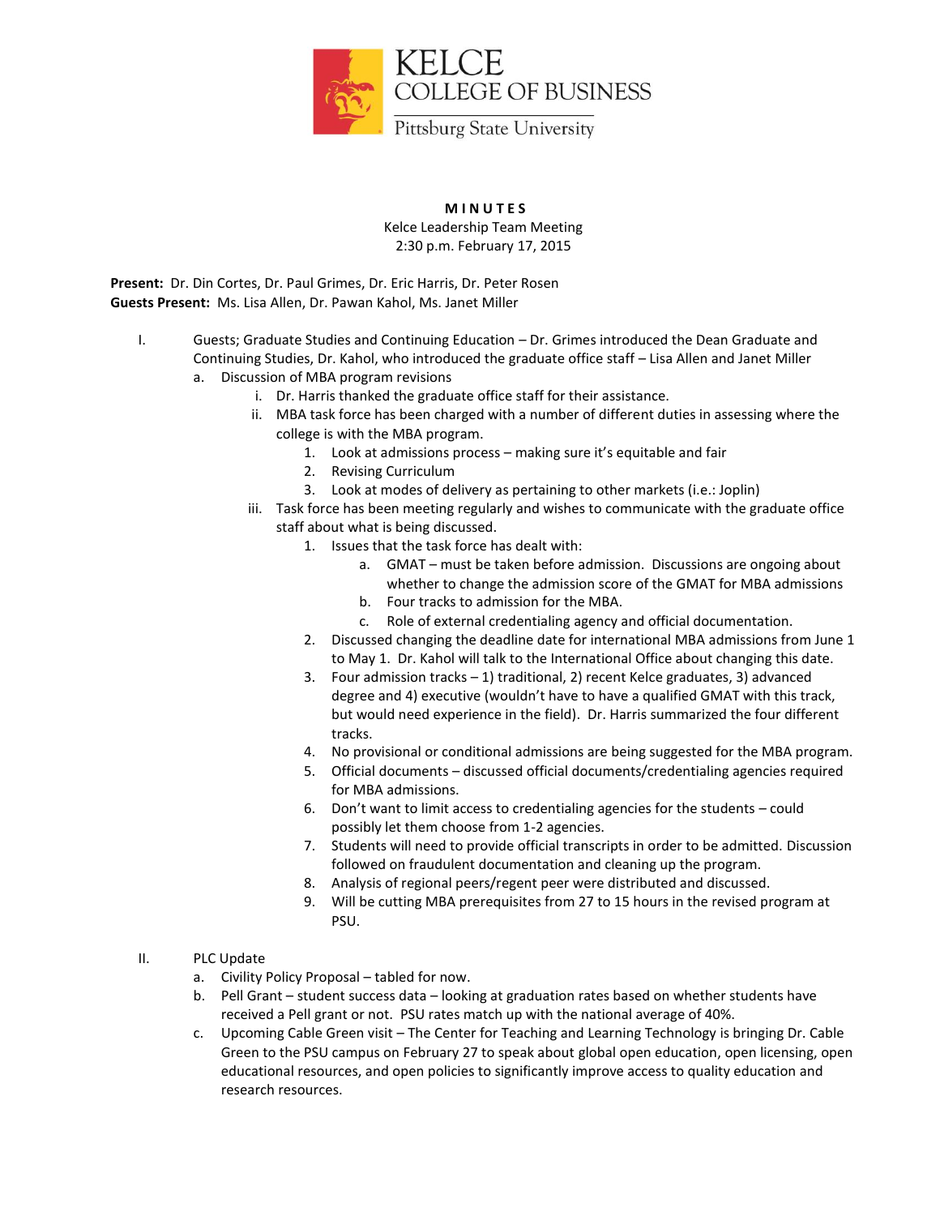KELCE
COLLEGE OF BUSINESS
Pittsburg State University

**M I N U T E S**

Kelce Leadership Team Meeting

2:30 p.m. February 17, 2015

**Present:** Dr. Din Cortes, Dr. Paul Grimes, Dr. Eric Harris, Dr. Peter Rosen
**Guests Present:** Ms. Lisa Allen, Dr. Pawan Kahol, Ms. Janet Miller

I. Guests; Graduate Studies and Continuing Education – Dr. Grimes introduced the Dean Graduate and Continuing Studies, Dr. Kahol, who introduced the graduate office staff – Lisa Allen and Janet Miller
   a. Discussion of MBA program revisions
      i. Dr. Harris thanked the graduate office staff for their assistance.
      ii. MBA task force has been charged with a number of different duties in assessing where the college is with the MBA program.
         1. Look at admissions process – making sure it's equitable and fair
         2. Revising Curriculum
         3. Look at modes of delivery as pertaining to other markets (i.e.: Joplin)
      iii. Task force has been meeting regularly and wishes to communicate with the graduate office staff about what is being discussed.
         1. Issues that the task force has dealt with:
            a. GMAT – must be taken before admission. Discussions are ongoing about whether to change the admission score of the GMAT for MBA admissions
            b. Four tracks to admission for the MBA.
            c. Role of external credentialing agency and official documentation.
         2. Discussed changing the deadline date for international MBA admissions from June 1 to May 1. Dr. Kahol will talk to the International Office about changing this date.
         3. Four admission tracks – 1) traditional, 2) recent Kelce graduates, 3) advanced degree and 4) executive (wouldn't have to have a qualified GMAT with this track, but would need experience in the field). Dr. Harris summarized the four different tracks.
         4. No provisional or conditional admissions are being suggested for the MBA program.
         5. Official documents – discussed official documents/credentialing agencies required for MBA admissions.
         6. Don't want to limit access to credentialing agencies for the students – could possibly let them choose from 1-2 agencies.
         7. Students will need to provide official transcripts in order to be admitted. Discussion followed on fraudulent documentation and cleaning up the program.
         8. Analysis of regional peers/regent peer were distributed and discussed.
         9. Will be cutting MBA prerequisites from 27 to 15 hours in the revised program at PSU.

II. PLC Update
   a. Civility Policy Proposal – tabled for now.
   b. Pell Grant – student success data – looking at graduation rates based on whether students have received a Pell grant or not. PSU rates match up with the national average of 40%.
   c. Upcoming Cable Green visit – The Center for Teaching and Learning Technology is bringing Dr. Cable Green to the PSU campus on February 27 to speak about global open education, open licensing, open educational resources, and open policies to significantly improve access to quality education and research resources.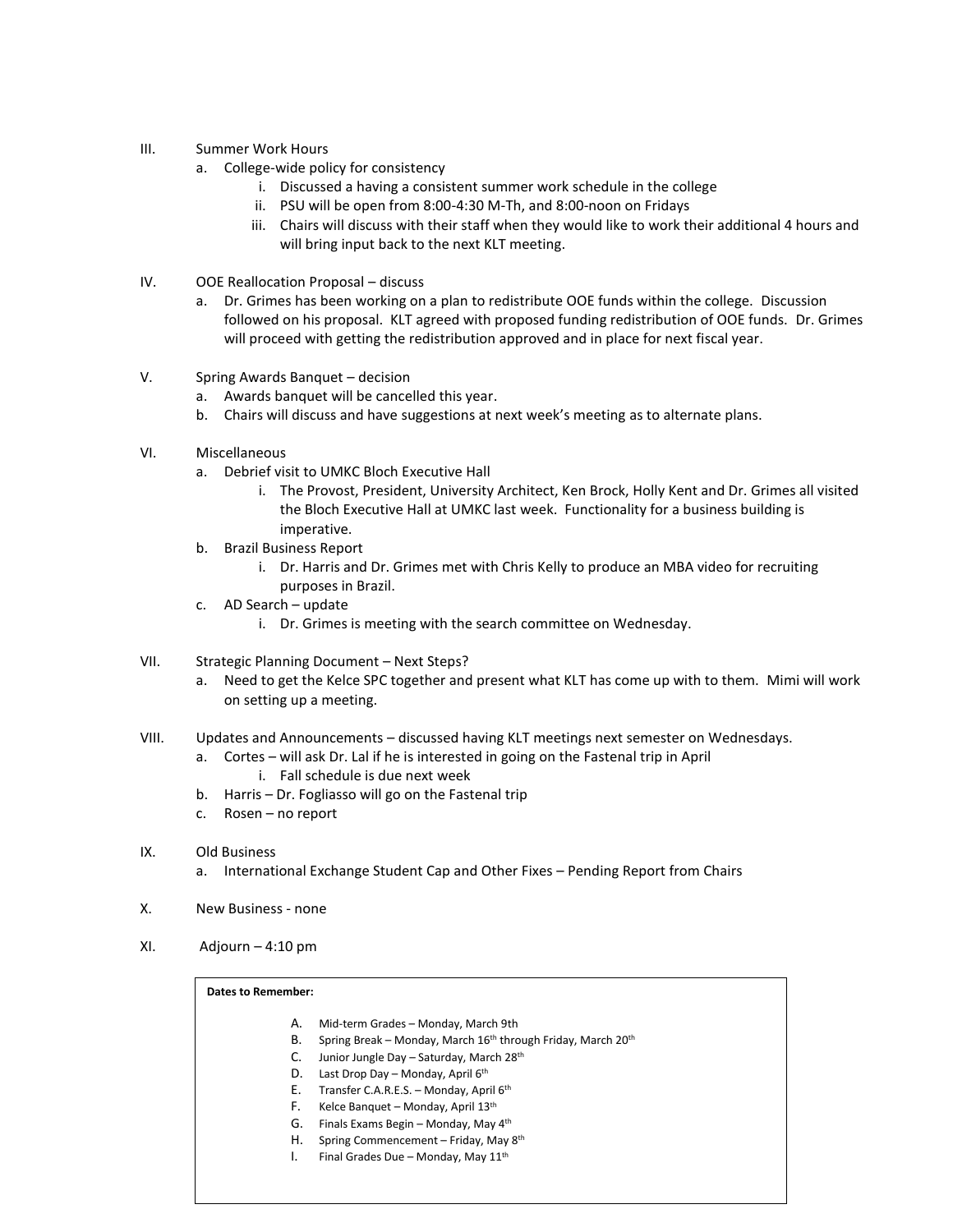III. Summer Work Hours

   a. College-wide policy for consistency

      i. Discussed a having a consistent summer work schedule in the college

      ii. PSU will be open from 8:00-4:30 M-Th, and 8:00-noon on Fridays

      iii. Chairs will discuss with their staff when they would like to work their additional 4 hours and will bring input back to the next KLT meeting.

IV. OOE Reallocation Proposal – discuss

   a. Dr. Grimes has been working on a plan to redistribute OOE funds within the college. Discussion followed on his proposal. KLT agreed with proposed funding redistribution of OOE funds. Dr. Grimes will proceed with getting the redistribution approved and in place for next fiscal year.

V. Spring Awards Banquet – decision

   a. Awards banquet will be cancelled this year.

   b. Chairs will discuss and have suggestions at next week's meeting as to alternate plans.

VI. Miscellaneous

   a. Debrief visit to UMKC Bloch Executive Hall

      i. The Provost, President, University Architect, Ken Brock, Holly Kent and Dr. Grimes all visited the Bloch Executive Hall at UMKC last week. Functionality for a business building is imperative.

   b. Brazil Business Report

      i. Dr. Harris and Dr. Grimes met with Chris Kelly to produce an MBA video for recruiting purposes in Brazil.

   c. AD Search – update

      i. Dr. Grimes is meeting with the search committee on Wednesday.

VII. Strategic Planning Document – Next Steps?

   a. Need to get the Kelce SPC together and present what KLT has come up with to them. Mimi will work on setting up a meeting.

VIII. Updates and Announcements – discussed having KLT meetings next semester on Wednesdays.

   a. Cortes – will ask Dr. Lal if he is interested in going on the Fastenal trip in April

      i. Fall schedule is due next week

   b. Harris – Dr. Fogliasso will go on the Fastenal trip

   c. Rosen – no report

IX. Old Business

   a. International Exchange Student Cap and Other Fixes – Pending Report from Chairs

X. New Business - none

XI. Adjourn – 4:10 pm

**Dates to Remember:**

A. Mid-term Grades – Monday, March 9th

B. Spring Break – Monday, March 16th through Friday, March 20th

C. Junior Jungle Day – Saturday, March 28th

D. Last Drop Day – Monday, April 6th

E. Transfer C.A.R.E.S. – Monday, April 6th

F. Kelce Banquet – Monday, April 13th

G. Finals Exams Begin – Monday, May 4th

H. Spring Commencement – Friday, May 8th

I. Final Grades Due – Monday, May 11th